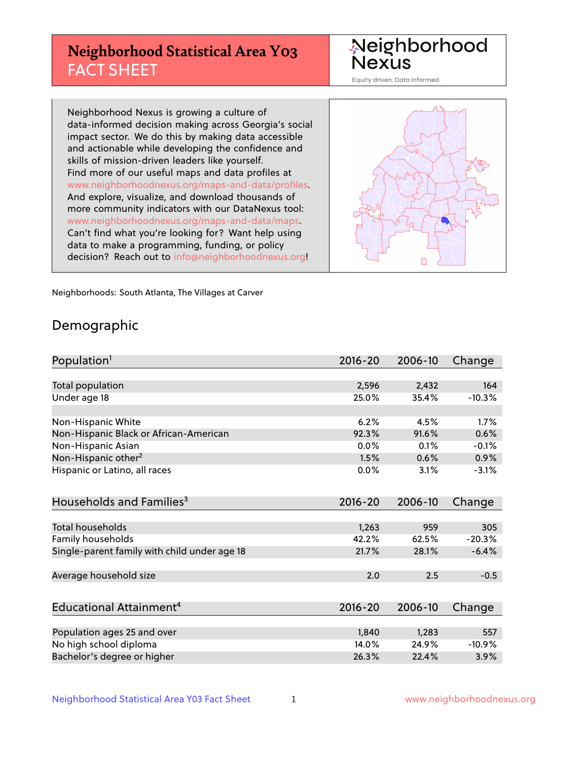# Neighborhood Statistical Area Y03 FACT SHEET

Neighborhood Nexus

Equity driven. Data informed.

Neighborhood Nexus is growing a culture of data-informed decision making across Georgia's social impact sector. We do this by making data accessible and actionable while developing the confidence and skills of mission-driven leaders like yourself. Find more of our useful maps and data profiles at www.neighborhoodnexus.org/maps-and-data/profiles. And explore, visualize, and download thousands of more community indicators with our DataNexus tool: www.neighborhoodnexus.org/maps-and-data/maps. Can't find what you're looking for? Want help using data to make a programming, funding, or policy decision? Reach out to info@neighborhoodnexus.org!

Neighborhoods: South Atlanta, The Villages at Carver

## Demographic

| Population[1] | 2016-20 | 2006-10 | Change |
|---|---|---|---|
| Total population | 2,596 | 2,432 | 164 |
| Under age 18 | 25.0% | 35.4% | -10.3% |
| | | | |
| Non-Hispanic White | 6.2% | 4.5% | 1.7% |
| Non-Hispanic Black or African-American | 92.3% | 91.6% | 0.6% |
| Non-Hispanic Asian | 0.0% | 0.1% | -0.1% |
| Non-Hispanic other[2] | 1.5% | 0.6% | 0.9% |
| Hispanic or Latino, all races | 0.0% | 3.1% | -3.1% |

| Households and Families[3] | 2016-20 | 2006-10 | Change |
|---|---|---|---|
| Total households | 1,263 | 959 | 305 |
| Family households | 42.2% | 62.5% | -20.3% |
| Single-parent family with child under age 18 | 21.7% | 28.1% | -6.4% |
| | | | |
| Average household size | 2.0 | 2.5 | -0.5 |

| Educational Attainment[4] | 2016-20 | 2006-10 | Change |
|---|---|---|---|
| Population ages 25 and over | 1,840 | 1,283 | 557 |
| No high school diploma | 14.0% | 24.9% | -10.9% |
| Bachelor's degree or higher | 26.3% | 22.4% | 3.9% |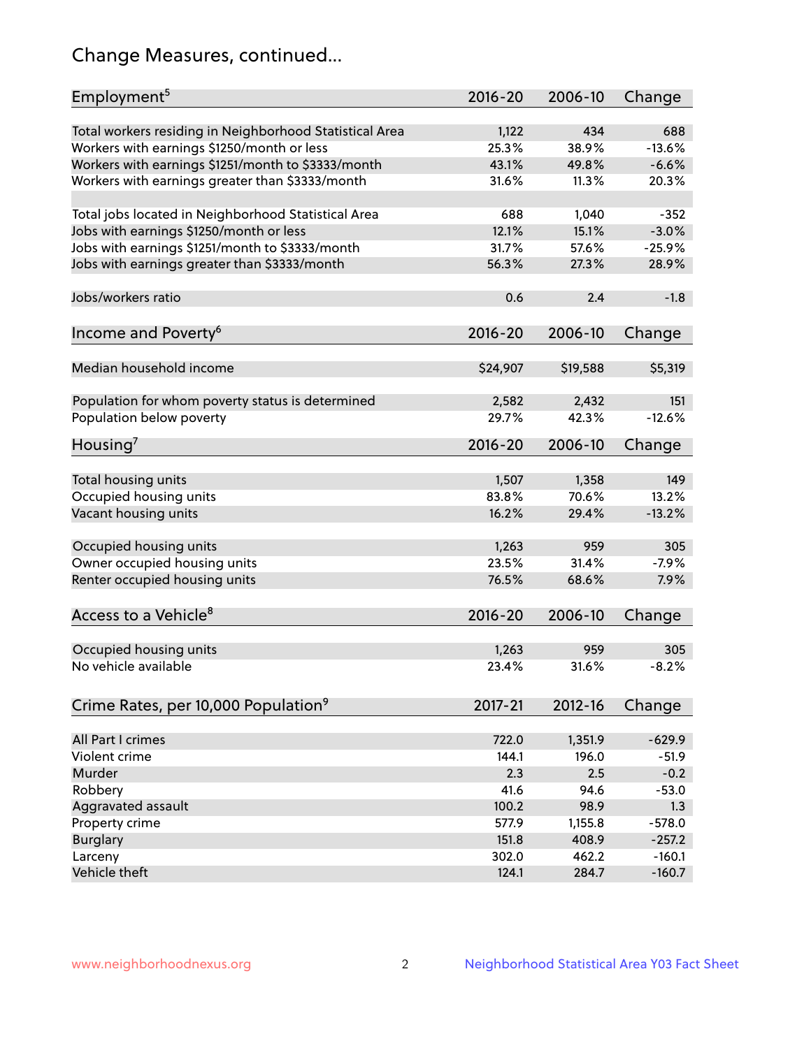## Change Measures, continued...

| Employment[5] | 2016-20 | 2006-10 | Change |
|---|---|---|---|
| Total workers residing in Neighborhood Statistical Area | 1,122 | 434 | 688 |
| Workers with earnings $1250/month or less | 25.3% | 38.9% | -13.6% |
| Workers with earnings $1251/month to $3333/month | 43.1% | 49.8% | -6.6% |
| Workers with earnings greater than $3333/month | 31.6% | 11.3% | 20.3% |
| | | | |
| Total jobs located in Neighborhood Statistical Area | 688 | 1,040 | -352 |
| Jobs with earnings $1250/month or less | 12.1% | 15.1% | -3.0% |
| Jobs with earnings $1251/month to $3333/month | 31.7% | 57.6% | -25.9% |
| Jobs with earnings greater than $3333/month | 56.3% | 27.3% | 28.9% |
| | | | |
| Jobs/workers ratio | 0.6 | 2.4 | -1.8 |

| Income and Poverty[6] | 2016-20 | 2006-10 | Change |
|---|---|---|---|
| Median household income | $24,907 | $19,588 | $5,319 |
| | | | |
| Population for whom poverty status is determined | 2,582 | 2,432 | 151 |
| Population below poverty | 29.7% | 42.3% | -12.6% |

| Housing[7] | 2016-20 | 2006-10 | Change |
|---|---|---|---|
| Total housing units | 1,507 | 1,358 | 149 |
| Occupied housing units | 83.8% | 70.6% | 13.2% |
| Vacant housing units | 16.2% | 29.4% | -13.2% |
| | | | |
| Occupied housing units | 1,263 | 959 | 305 |
| Owner occupied housing units | 23.5% | 31.4% | -7.9% |
| Renter occupied housing units | 76.5% | 68.6% | 7.9% |

| Access to a Vehicle[8] | 2016-20 | 2006-10 | Change |
|---|---|---|---|
| Occupied housing units | 1,263 | 959 | 305 |
| No vehicle available | 23.4% | 31.6% | -8.2% |

| Crime Rates, per 10,000 Population[9] | 2017-21 | 2012-16 | Change |
|---|---|---|---|
| All Part I crimes | 722.0 | 1,351.9 | -629.9 |
| Violent crime | 144.1 | 196.0 | -51.9 |
| Murder | 2.3 | 2.5 | -0.2 |
| Robbery | 41.6 | 94.6 | -53.0 |
| Aggravated assault | 100.2 | 98.9 | 1.3 |
| Property crime | 577.9 | 1,155.8 | -578.0 |
| Burglary | 151.8 | 408.9 | -257.2 |
| Larceny | 302.0 | 462.2 | -160.1 |
| Vehicle theft | 124.1 | 284.7 | -160.7 |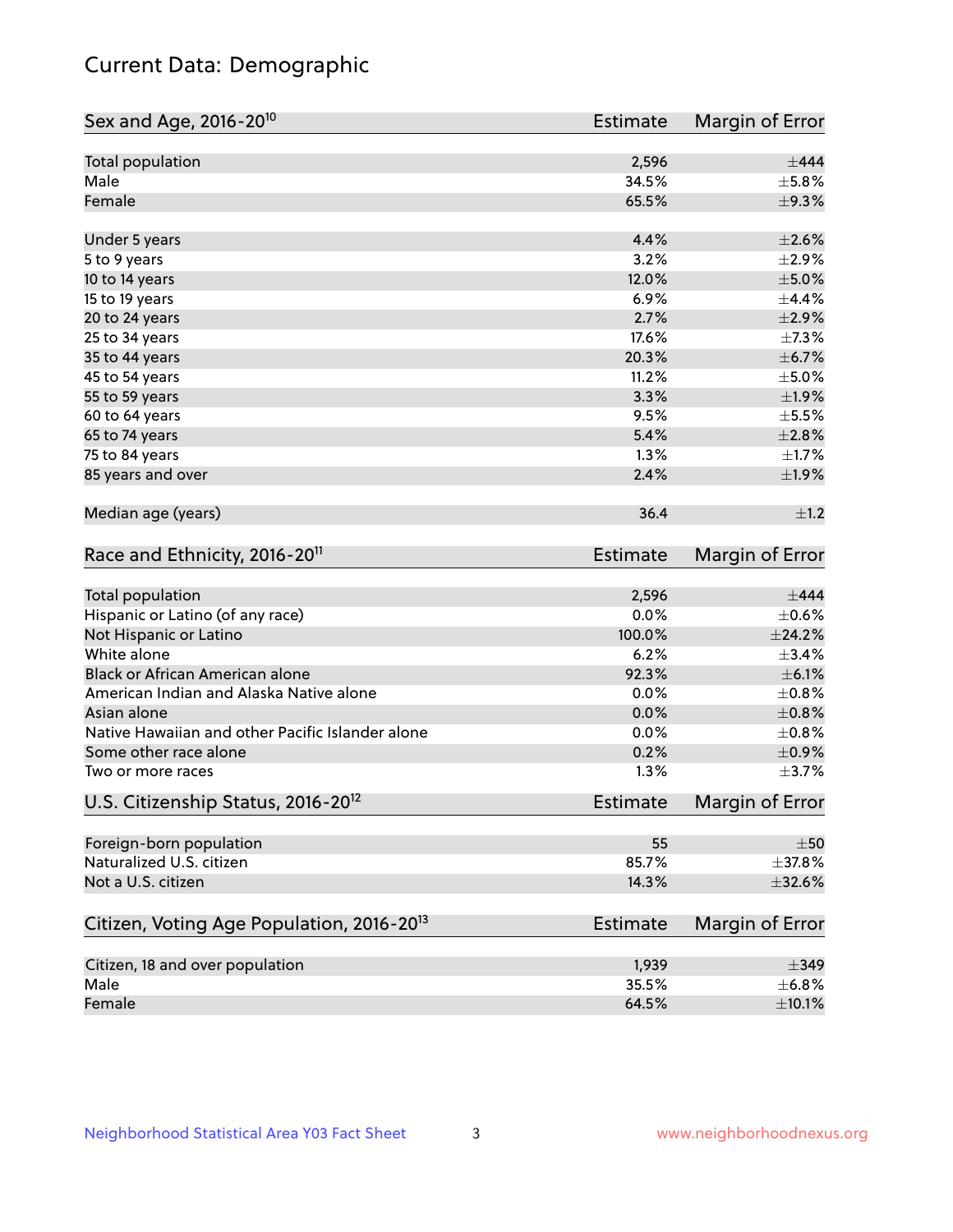# Current Data: Demographic

| Sex and Age, 2016-20[10] | Estimate | Margin of Error |
|---|---|---|
| Total population | 2,596 | ±444 |
| Male | 34.5% | ±5.8% |
| Female | 65.5% | ±9.3% |
| | | |
| Under 5 years | 4.4% | ±2.6% |
| 5 to 9 years | 3.2% | ±2.9% |
| 10 to 14 years | 12.0% | ±5.0% |
| 15 to 19 years | 6.9% | ±4.4% |
| 20 to 24 years | 2.7% | ±2.9% |
| 25 to 34 years | 17.6% | ±7.3% |
| 35 to 44 years | 20.3% | ±6.7% |
| 45 to 54 years | 11.2% | ±5.0% |
| 55 to 59 years | 3.3% | ±1.9% |
| 60 to 64 years | 9.5% | ±5.5% |
| 65 to 74 years | 5.4% | ±2.8% |
| 75 to 84 years | 1.3% | ±1.7% |
| 85 years and over | 2.4% | ±1.9% |
| | | |
| Median age (years) | 36.4 | ±1.2 |

| Race and Ethnicity, 2016-20[11] | Estimate | Margin of Error |
|---|---|---|
| Total population | 2,596 | ±444 |
| Hispanic or Latino (of any race) | 0.0% | ±0.6% |
| Not Hispanic or Latino | 100.0% | ±24.2% |
| White alone | 6.2% | ±3.4% |
| Black or African American alone | 92.3% | ±6.1% |
| American Indian and Alaska Native alone | 0.0% | ±0.8% |
| Asian alone | 0.0% | ±0.8% |
| Native Hawaiian and other Pacific Islander alone | 0.0% | ±0.8% |
| Some other race alone | 0.2% | ±0.9% |
| Two or more races | 1.3% | ±3.7% |

| U.S. Citizenship Status, 2016-20[12] | Estimate | Margin of Error |
|---|---|---|
| Foreign-born population | 55 | ±50 |
| Naturalized U.S. citizen | 85.7% | ±37.8% |
| Not a U.S. citizen | 14.3% | ±32.6% |

| Citizen, Voting Age Population, 2016-20[13] | Estimate | Margin of Error |
|---|---|---|
| Citizen, 18 and over population | 1,939 | ±349 |
| Male | 35.5% | ±6.8% |
| Female | 64.5% | ±10.1% |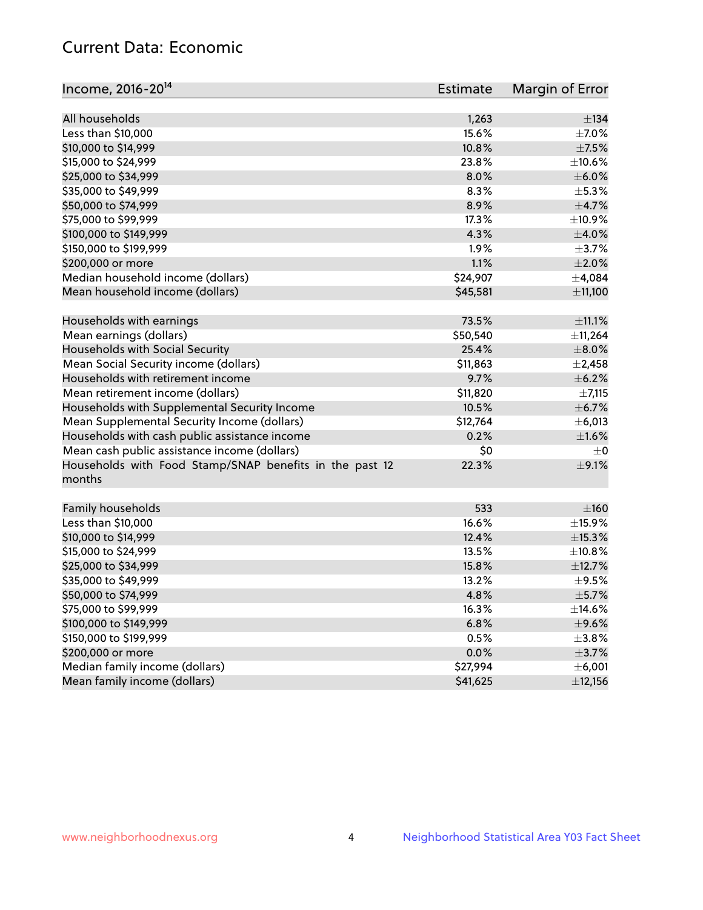# Current Data: Economic

| Income, 2016-20[14] | Estimate | Margin of Error |
|---|---|---|
| All households | 1,263 | ±134 |
| Less than $10,000 | 15.6% | ±7.0% |
| $10,000 to $14,999 | 10.8% | ±7.5% |
| $15,000 to $24,999 | 23.8% | ±10.6% |
| $25,000 to $34,999 | 8.0% | ±6.0% |
| $35,000 to $49,999 | 8.3% | ±5.3% |
| $50,000 to $74,999 | 8.9% | ±4.7% |
| $75,000 to $99,999 | 17.3% | ±10.9% |
| $100,000 to $149,999 | 4.3% | ±4.0% |
| $150,000 to $199,999 | 1.9% | ±3.7% |
| $200,000 or more | 1.1% | ±2.0% |
| Median household income (dollars) | $24,907 | ±4,084 |
| Mean household income (dollars) | $45,581 | ±11,100 |
| | | |
| Households with earnings | 73.5% | ±11.1% |
| Mean earnings (dollars) | $50,540 | ±11,264 |
| Households with Social Security | 25.4% | ±8.0% |
| Mean Social Security income (dollars) | $11,863 | ±2,458 |
| Households with retirement income | 9.7% | ±6.2% |
| Mean retirement income (dollars) | $11,820 | ±7,115 |
| Households with Supplemental Security Income | 10.5% | ±6.7% |
| Mean Supplemental Security Income (dollars) | $12,764 | ±6,013 |
| Households with cash public assistance income | 0.2% | ±1.6% |
| Mean cash public assistance income (dollars) | $0 | ±0 |
| Households with Food Stamp/SNAP benefits in the past 12 months | 22.3% | ±9.1% |
| | | |
| Family households | 533 | ±160 |
| Less than $10,000 | 16.6% | ±15.9% |
| $10,000 to $14,999 | 12.4% | ±15.3% |
| $15,000 to $24,999 | 13.5% | ±10.8% |
| $25,000 to $34,999 | 15.8% | ±12.7% |
| $35,000 to $49,999 | 13.2% | ±9.5% |
| $50,000 to $74,999 | 4.8% | ±5.7% |
| $75,000 to $99,999 | 16.3% | ±14.6% |
| $100,000 to $149,999 | 6.8% | ±9.6% |
| $150,000 to $199,999 | 0.5% | ±3.8% |
| $200,000 or more | 0.0% | ±3.7% |
| Median family income (dollars) | $27,994 | ±6,001 |
| Mean family income (dollars) | $41,625 | ±12,156 |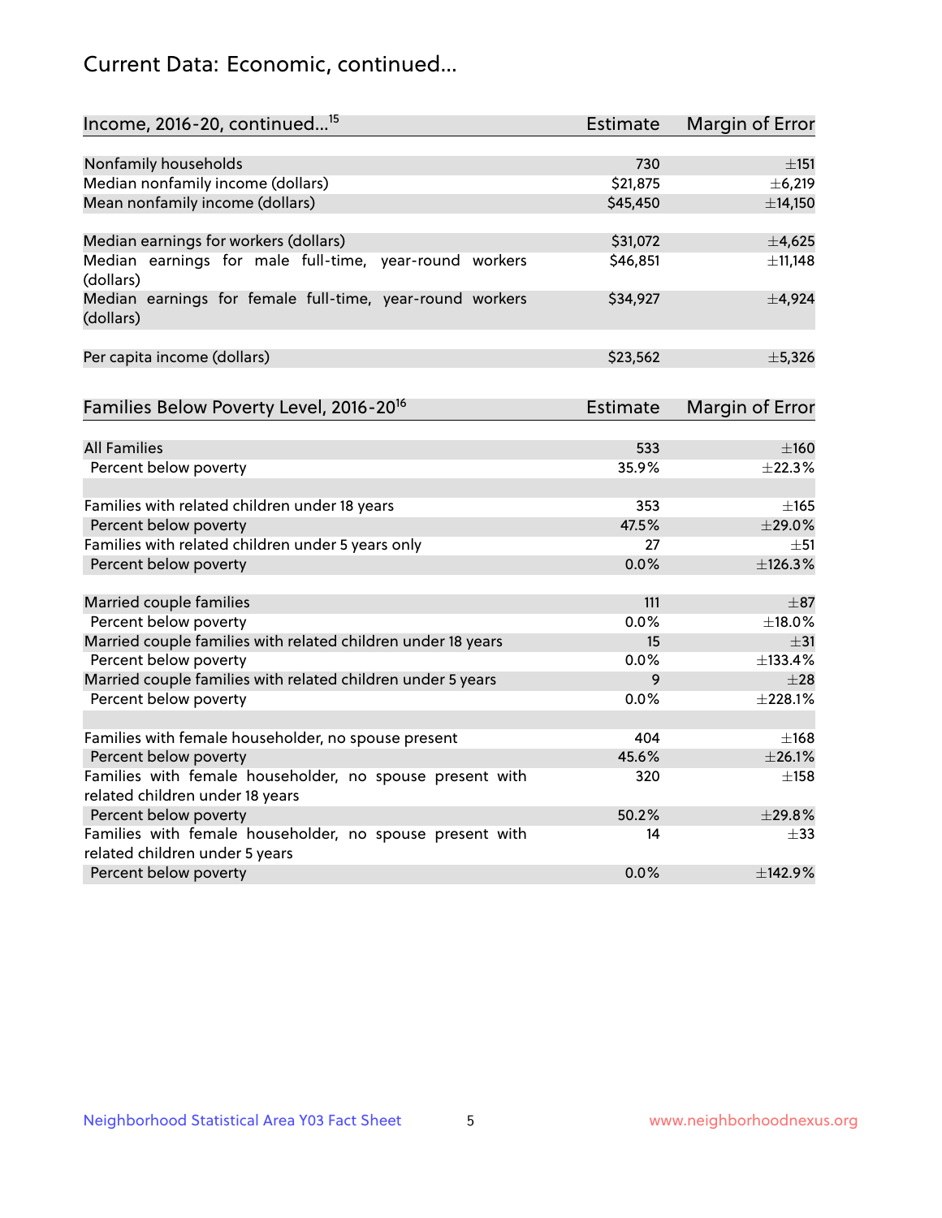## Current Data: Economic, continued...

| Income, 2016-20, continued...[15] | Estimate | Margin of Error |
|---|---|---|
| Nonfamily households | 730 | ±151 |
| Median nonfamily income (dollars) | $21,875 | ±6,219 |
| Mean nonfamily income (dollars) | $45,450 | ±14,150 |
| Median earnings for workers (dollars) | $31,072 | ±4,625 |
| Median earnings for male full-time, year-round workers (dollars) | $46,851 | ±11,148 |
| Median earnings for female full-time, year-round workers (dollars) | $34,927 | ±4,924 |
| Per capita income (dollars) | $23,562 | ±5,326 |

| Families Below Poverty Level, 2016-20[16] | Estimate | Margin of Error |
|---|---|---|
| All Families | 533 | ±160 |
| Percent below poverty | 35.9% | ±22.3% |
| Families with related children under 18 years | 353 | ±165 |
| Percent below poverty | 47.5% | ±29.0% |
| Families with related children under 5 years only | 27 | ±51 |
| Percent below poverty | 0.0% | ±126.3% |
| Married couple families | 111 | ±87 |
| Percent below poverty | 0.0% | ±18.0% |
| Married couple families with related children under 18 years | 15 | ±31 |
| Percent below poverty | 0.0% | ±133.4% |
| Married couple families with related children under 5 years | 9 | ±28 |
| Percent below poverty | 0.0% | ±228.1% |
| Families with female householder, no spouse present | 404 | ±168 |
| Percent below poverty | 45.6% | ±26.1% |
| Families with female householder, no spouse present with related children under 18 years | 320 | ±158 |
| Percent below poverty | 50.2% | ±29.8% |
| Families with female householder, no spouse present with related children under 5 years | 14 | ±33 |
| Percent below poverty | 0.0% | ±142.9% |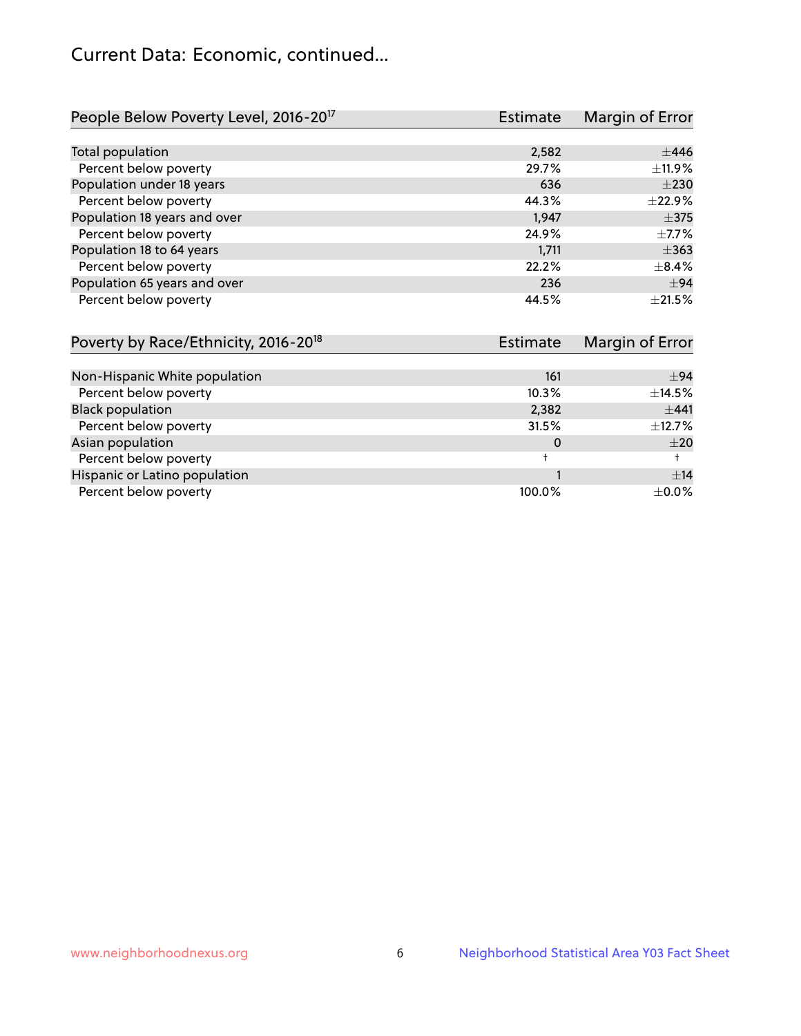## Current Data: Economic, continued...

| People Below Poverty Level, 2016-20[17] | Estimate | Margin of Error |
|---|---|---|
| Total population | 2,582 | ±446 |
| Percent below poverty | 29.7% | ±11.9% |
| Population under 18 years | 636 | ±230 |
| Percent below poverty | 44.3% | ±22.9% |
| Population 18 years and over | 1,947 | ±375 |
| Percent below poverty | 24.9% | ±7.7% |
| Population 18 to 64 years | 1,711 | ±363 |
| Percent below poverty | 22.2% | ±8.4% |
| Population 65 years and over | 236 | ±94 |
| Percent below poverty | 44.5% | ±21.5% |

| Poverty by Race/Ethnicity, 2016-20[18] | Estimate | Margin of Error |
|---|---|---|
| Non-Hispanic White population | 161 | ±94 |
| Percent below poverty | 10.3% | ±14.5% |
| Black population | 2,382 | ±441 |
| Percent below poverty | 31.5% | ±12.7% |
| Asian population | 0 | ±20 |
| Percent below poverty | † | † |
| Hispanic or Latino population | 1 | ±14 |
| Percent below poverty | 100.0% | ±0.0% |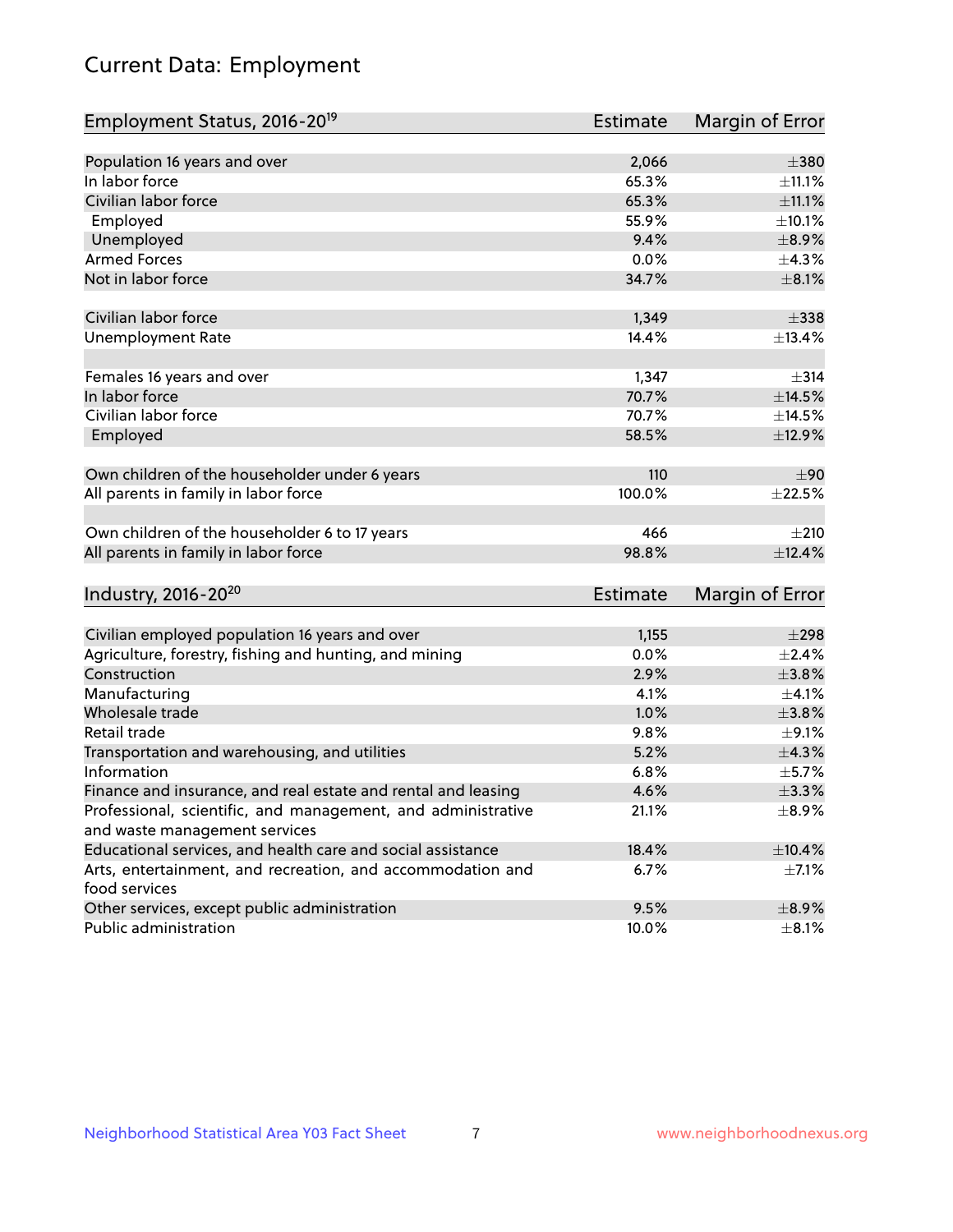# Current Data: Employment

| Employment Status, 2016-20[19] | Estimate | Margin of Error |
|---|---|---|
| Population 16 years and over | 2,066 | ±380 |
| In labor force | 65.3% | ±11.1% |
| Civilian labor force | 65.3% | ±11.1% |
| Employed | 55.9% | ±10.1% |
| Unemployed | 9.4% | ±8.9% |
| Armed Forces | 0.0% | ±4.3% |
| Not in labor force | 34.7% | ±8.1% |
| | | |
| Civilian labor force | 1,349 | ±338 |
| Unemployment Rate | 14.4% | ±13.4% |
| | | |
| Females 16 years and over | 1,347 | ±314 |
| In labor force | 70.7% | ±14.5% |
| Civilian labor force | 70.7% | ±14.5% |
| Employed | 58.5% | ±12.9% |
| | | |
| Own children of the householder under 6 years | 110 | ±90 |
| All parents in family in labor force | 100.0% | ±22.5% |
| | | |
| Own children of the householder 6 to 17 years | 466 | ±210 |
| All parents in family in labor force | 98.8% | ±12.4% |

| Industry, 2016-20[20] | Estimate | Margin of Error |
|---|---|---|
| Civilian employed population 16 years and over | 1,155 | ±298 |
| Agriculture, forestry, fishing and hunting, and mining | 0.0% | ±2.4% |
| Construction | 2.9% | ±3.8% |
| Manufacturing | 4.1% | ±4.1% |
| Wholesale trade | 1.0% | ±3.8% |
| Retail trade | 9.8% | ±9.1% |
| Transportation and warehousing, and utilities | 5.2% | ±4.3% |
| Information | 6.8% | ±5.7% |
| Finance and insurance, and real estate and rental and leasing | 4.6% | ±3.3% |
| Professional, scientific, and management, and administrative and waste management services | 21.1% | ±8.9% |
| Educational services, and health care and social assistance | 18.4% | ±10.4% |
| Arts, entertainment, and recreation, and accommodation and food services | 6.7% | ±7.1% |
| Other services, except public administration | 9.5% | ±8.9% |
| Public administration | 10.0% | ±8.1% |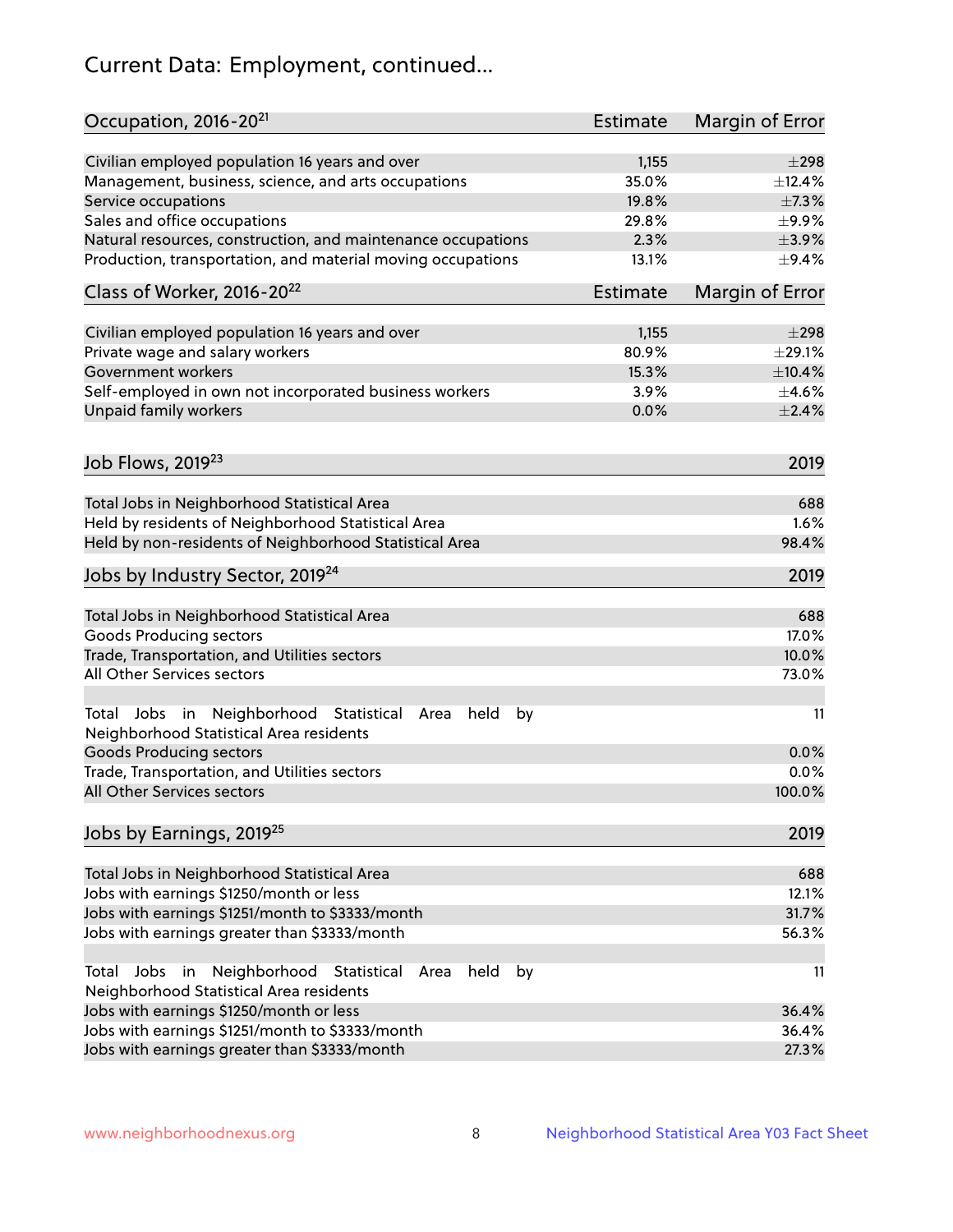# Current Data: Employment, continued...

| Occupation, 2016-20[21] | Estimate | Margin of Error |
|---|---|---|
| Civilian employed population 16 years and over | 1,155 | ±298 |
| Management, business, science, and arts occupations | 35.0% | ±12.4% |
| Service occupations | 19.8% | ±7.3% |
| Sales and office occupations | 29.8% | ±9.9% |
| Natural resources, construction, and maintenance occupations | 2.3% | ±3.9% |
| Production, transportation, and material moving occupations | 13.1% | ±9.4% |

| Class of Worker, 2016-20[22] | Estimate | Margin of Error |
|---|---|---|
| Civilian employed population 16 years and over | 1,155 | ±298 |
| Private wage and salary workers | 80.9% | ±29.1% |
| Government workers | 15.3% | ±10.4% |
| Self-employed in own not incorporated business workers | 3.9% | ±4.6% |
| Unpaid family workers | 0.0% | ±2.4% |

| Job Flows, 2019[23] | 2019 |
|---|---|
| Total Jobs in Neighborhood Statistical Area | 688 |
| Held by residents of Neighborhood Statistical Area | 1.6% |
| Held by non-residents of Neighborhood Statistical Area | 98.4% |

| Jobs by Industry Sector, 2019[24] | 2019 |
|---|---|
| Total Jobs in Neighborhood Statistical Area | 688 |
| Goods Producing sectors | 17.0% |
| Trade, Transportation, and Utilities sectors | 10.0% |
| All Other Services sectors | 73.0% |
| | |
| Total Jobs in Neighborhood Statistical Area held by Neighborhood Statistical Area residents | 11 |
| Goods Producing sectors | 0.0% |
| Trade, Transportation, and Utilities sectors | 0.0% |
| All Other Services sectors | 100.0% |

| Jobs by Earnings, 2019[25] | 2019 |
|---|---|
| Total Jobs in Neighborhood Statistical Area | 688 |
| Jobs with earnings \$1250/month or less | 12.1% |
| Jobs with earnings \$1251/month to \$3333/month | 31.7% |
| Jobs with earnings greater than \$3333/month | 56.3% |
| | |
| Total Jobs in Neighborhood Statistical Area held by Neighborhood Statistical Area residents | 11 |
| Jobs with earnings \$1250/month or less | 36.4% |
| Jobs with earnings \$1251/month to \$3333/month | 36.4% |
| Jobs with earnings greater than \$3333/month | 27.3% |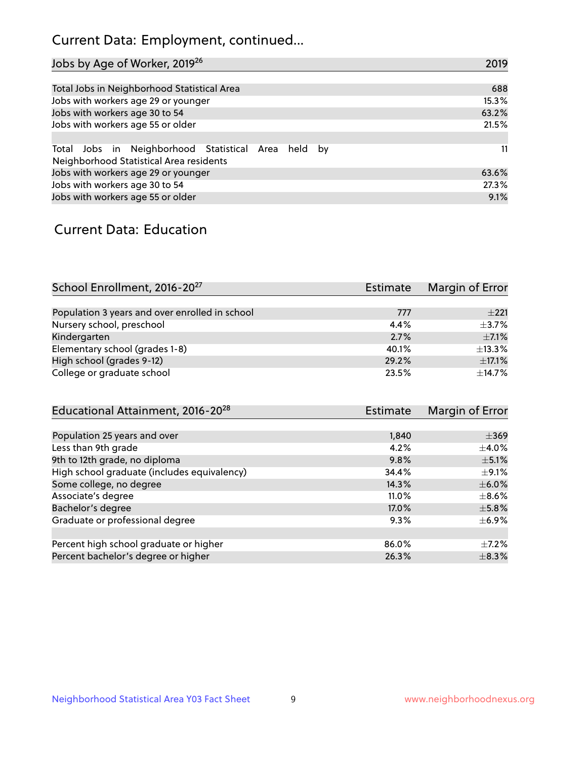## Current Data: Employment, continued...

| Jobs by Age of Worker, 2019[26] | 2019 |
|---|---|
| Total Jobs in Neighborhood Statistical Area | 688 |
| Jobs with workers age 29 or younger | 15.3% |
| Jobs with workers age 30 to 54 | 63.2% |
| Jobs with workers age 55 or older | 21.5% |
| | |
| Total Jobs in Neighborhood Statistical Area held by Neighborhood Statistical Area residents | 11 |
| Jobs with workers age 29 or younger | 63.6% |
| Jobs with workers age 30 to 54 | 27.3% |
| Jobs with workers age 55 or older | 9.1% |

## Current Data: Education

| School Enrollment, 2016-20[27] | Estimate | Margin of Error |
|---|---|---|
| Population 3 years and over enrolled in school | 777 | ±221 |
| Nursery school, preschool | 4.4% | ±3.7% |
| Kindergarten | 2.7% | ±7.1% |
| Elementary school (grades 1-8) | 40.1% | ±13.3% |
| High school (grades 9-12) | 29.2% | ±17.1% |
| College or graduate school | 23.5% | ±14.7% |

| Educational Attainment, 2016-20[28] | Estimate | Margin of Error |
|---|---|---|
| Population 25 years and over | 1,840 | ±369 |
| Less than 9th grade | 4.2% | ±4.0% |
| 9th to 12th grade, no diploma | 9.8% | ±5.1% |
| High school graduate (includes equivalency) | 34.4% | ±9.1% |
| Some college, no degree | 14.3% | ±6.0% |
| Associate's degree | 11.0% | ±8.6% |
| Bachelor's degree | 17.0% | ±5.8% |
| Graduate or professional degree | 9.3% | ±6.9% |
| | | |
| Percent high school graduate or higher | 86.0% | ±7.2% |
| Percent bachelor's degree or higher | 26.3% | ±8.3% |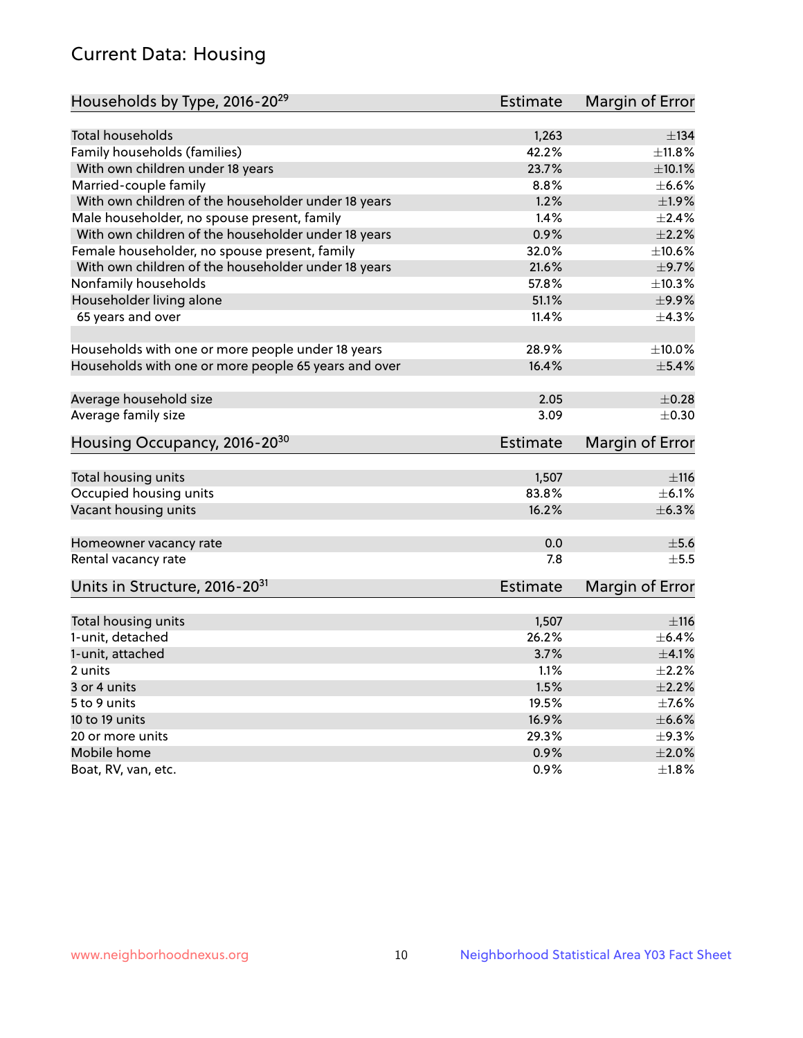## Current Data: Housing

| Households by Type, 2016-20[29] | Estimate | Margin of Error |
|---|---|---|
| Total households | 1,263 | ±134 |
| Family households (families) | 42.2% | ±11.8% |
| With own children under 18 years | 23.7% | ±10.1% |
| Married-couple family | 8.8% | ±6.6% |
| With own children of the householder under 18 years | 1.2% | ±1.9% |
| Male householder, no spouse present, family | 1.4% | ±2.4% |
| With own children of the householder under 18 years | 0.9% | ±2.2% |
| Female householder, no spouse present, family | 32.0% | ±10.6% |
| With own children of the householder under 18 years | 21.6% | ±9.7% |
| Nonfamily households | 57.8% | ±10.3% |
| Householder living alone | 51.1% | ±9.9% |
| 65 years and over | 11.4% | ±4.3% |
| Households with one or more people under 18 years | 28.9% | ±10.0% |
| Households with one or more people 65 years and over | 16.4% | ±5.4% |
| Average household size | 2.05 | ±0.28 |
| Average family size | 3.09 | ±0.30 |

| Housing Occupancy, 2016-20[30] | Estimate | Margin of Error |
|---|---|---|
| Total housing units | 1,507 | ±116 |
| Occupied housing units | 83.8% | ±6.1% |
| Vacant housing units | 16.2% | ±6.3% |
| Homeowner vacancy rate | 0.0 | ±5.6 |
| Rental vacancy rate | 7.8 | ±5.5 |

| Units in Structure, 2016-20[31] | Estimate | Margin of Error |
|---|---|---|
| Total housing units | 1,507 | ±116 |
| 1-unit, detached | 26.2% | ±6.4% |
| 1-unit, attached | 3.7% | ±4.1% |
| 2 units | 1.1% | ±2.2% |
| 3 or 4 units | 1.5% | ±2.2% |
| 5 to 9 units | 19.5% | ±7.6% |
| 10 to 19 units | 16.9% | ±6.6% |
| 20 or more units | 29.3% | ±9.3% |
| Mobile home | 0.9% | ±2.0% |
| Boat, RV, van, etc. | 0.9% | ±1.8% |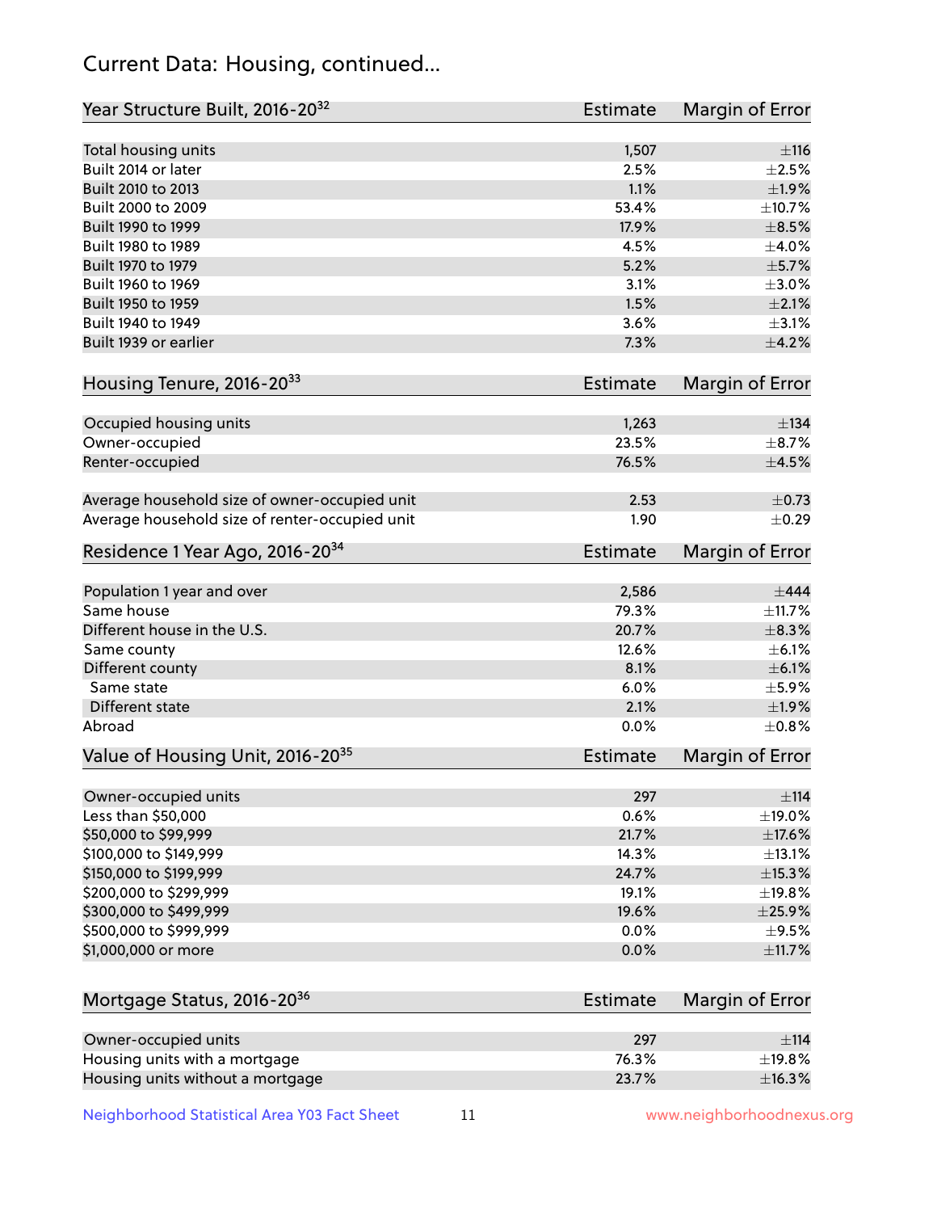## Current Data: Housing, continued...

| Year Structure Built, 2016-20[32] | Estimate | Margin of Error |
|---|---|---|
| Total housing units | 1,507 | ±116 |
| Built 2014 or later | 2.5% | ±2.5% |
| Built 2010 to 2013 | 1.1% | ±1.9% |
| Built 2000 to 2009 | 53.4% | ±10.7% |
| Built 1990 to 1999 | 17.9% | ±8.5% |
| Built 1980 to 1989 | 4.5% | ±4.0% |
| Built 1970 to 1979 | 5.2% | ±5.7% |
| Built 1960 to 1969 | 3.1% | ±3.0% |
| Built 1950 to 1959 | 1.5% | ±2.1% |
| Built 1940 to 1949 | 3.6% | ±3.1% |
| Built 1939 or earlier | 7.3% | ±4.2% |

| Housing Tenure, 2016-20[33] | Estimate | Margin of Error |
|---|---|---|
| Occupied housing units | 1,263 | ±134 |
| Owner-occupied | 23.5% | ±8.7% |
| Renter-occupied | 76.5% | ±4.5% |
| Average household size of owner-occupied unit | 2.53 | ±0.73 |
| Average household size of renter-occupied unit | 1.90 | ±0.29 |

| Residence 1 Year Ago, 2016-20[34] | Estimate | Margin of Error |
|---|---|---|
| Population 1 year and over | 2,586 | ±444 |
| Same house | 79.3% | ±11.7% |
| Different house in the U.S. | 20.7% | ±8.3% |
| Same county | 12.6% | ±6.1% |
| Different county | 8.1% | ±6.1% |
| Same state | 6.0% | ±5.9% |
| Different state | 2.1% | ±1.9% |
| Abroad | 0.0% | ±0.8% |

| Value of Housing Unit, 2016-20[35] | Estimate | Margin of Error |
|---|---|---|
| Owner-occupied units | 297 | ±114 |
| Less than $50,000 | 0.6% | ±19.0% |
| $50,000 to $99,999 | 21.7% | ±17.6% |
| $100,000 to $149,999 | 14.3% | ±13.1% |
| $150,000 to $199,999 | 24.7% | ±15.3% |
| $200,000 to $299,999 | 19.1% | ±19.8% |
| $300,000 to $499,999 | 19.6% | ±25.9% |
| $500,000 to $999,999 | 0.0% | ±9.5% |
| $1,000,000 or more | 0.0% | ±11.7% |

| Mortgage Status, 2016-20[36] | Estimate | Margin of Error |
|---|---|---|
| Owner-occupied units | 297 | ±114 |
| Housing units with a mortgage | 76.3% | ±19.8% |
| Housing units without a mortgage | 23.7% | ±16.3% |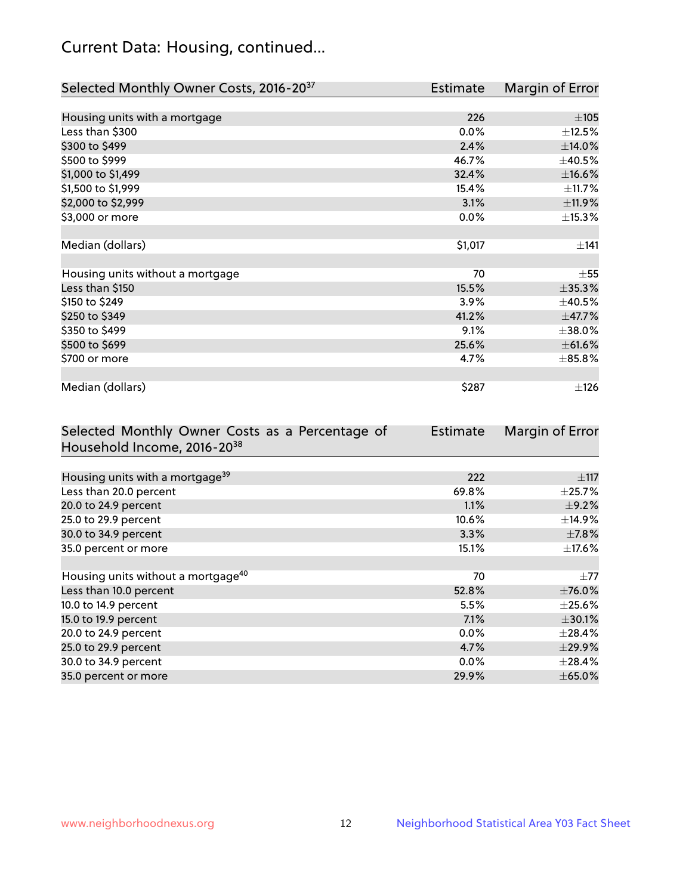## Current Data: Housing, continued...

| Selected Monthly Owner Costs, 2016-20[37] | Estimate | Margin of Error |
|---|---|---|
| Housing units with a mortgage | 226 | ±105 |
| Less than $300 | 0.0% | ±12.5% |
| $300 to $499 | 2.4% | ±14.0% |
| $500 to $999 | 46.7% | ±40.5% |
| $1,000 to $1,499 | 32.4% | ±16.6% |
| $1,500 to $1,999 | 15.4% | ±11.7% |
| $2,000 to $2,999 | 3.1% | ±11.9% |
| $3,000 or more | 0.0% | ±15.3% |
| | | |
| Median (dollars) | $1,017 | ±141 |
| | | |
| Housing units without a mortgage | 70 | ±55 |
| Less than $150 | 15.5% | ±35.3% |
| $150 to $249 | 3.9% | ±40.5% |
| $250 to $349 | 41.2% | ±47.7% |
| $350 to $499 | 9.1% | ±38.0% |
| $500 to $699 | 25.6% | ±61.6% |
| $700 or more | 4.7% | ±85.8% |
| | | |
| Median (dollars) | $287 | ±126 |

| Selected Monthly Owner Costs as a Percentage of Household Income, 2016-20[38] | Estimate | Margin of Error |
|---|---|---|
| Housing units with a mortgage[39] | 222 | ±117 |
| Less than 20.0 percent | 69.8% | ±25.7% |
| 20.0 to 24.9 percent | 1.1% | ±9.2% |
| 25.0 to 29.9 percent | 10.6% | ±14.9% |
| 30.0 to 34.9 percent | 3.3% | ±7.8% |
| 35.0 percent or more | 15.1% | ±17.6% |
| | | |
| Housing units without a mortgage[40] | 70 | ±77 |
| Less than 10.0 percent | 52.8% | ±76.0% |
| 10.0 to 14.9 percent | 5.5% | ±25.6% |
| 15.0 to 19.9 percent | 7.1% | ±30.1% |
| 20.0 to 24.9 percent | 0.0% | ±28.4% |
| 25.0 to 29.9 percent | 4.7% | ±29.9% |
| 30.0 to 34.9 percent | 0.0% | ±28.4% |
| 35.0 percent or more | 29.9% | ±65.0% |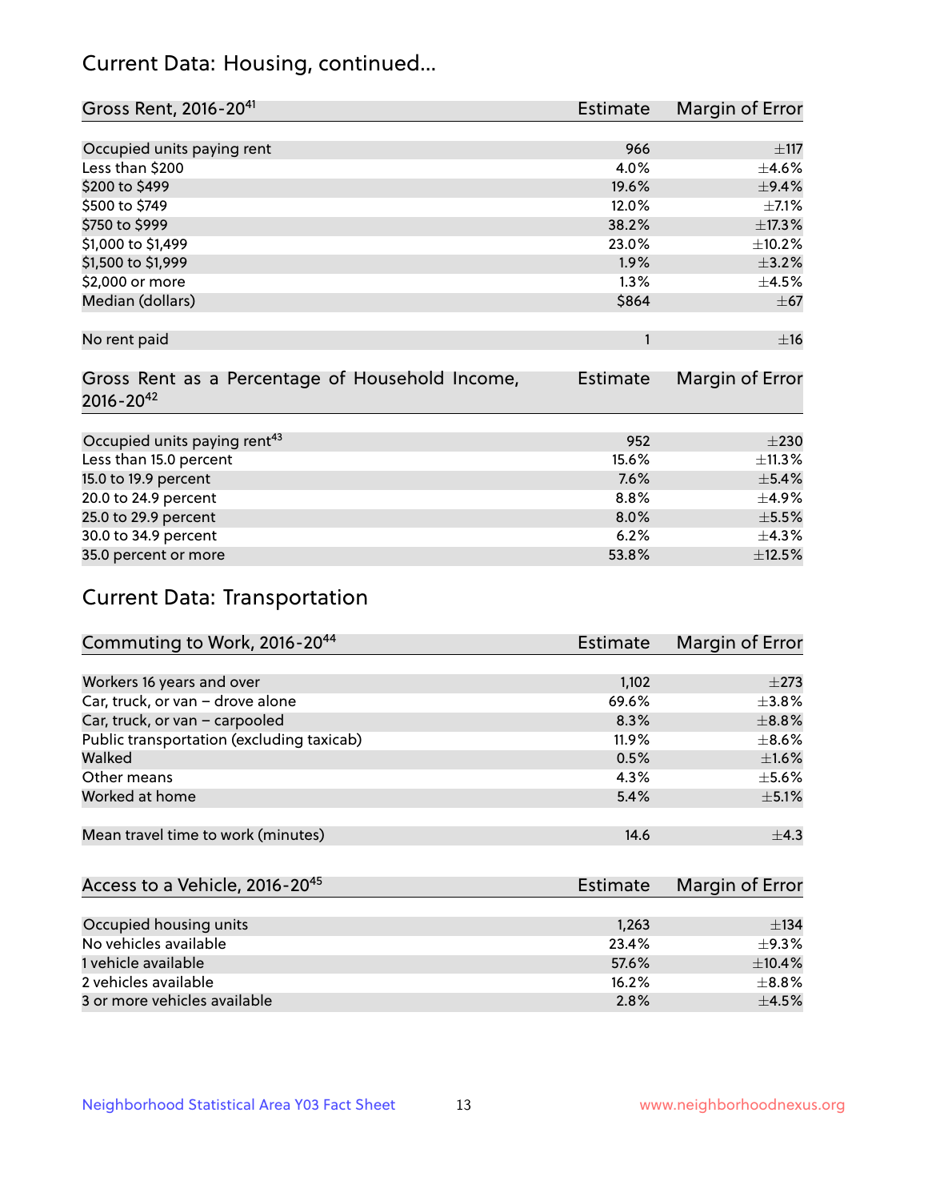## Current Data: Housing, continued...

| Gross Rent, 2016-20[41] | Estimate | Margin of Error |
|---|---|---|
| Occupied units paying rent | 966 | ±117 |
| Less than $200 | 4.0% | ±4.6% |
| $200 to $499 | 19.6% | ±9.4% |
| $500 to $749 | 12.0% | ±7.1% |
| $750 to $999 | 38.2% | ±17.3% |
| $1,000 to $1,499 | 23.0% | ±10.2% |
| $1,500 to $1,999 | 1.9% | ±3.2% |
| $2,000 or more | 1.3% | ±4.5% |
| Median (dollars) | $864 | ±67 |
| No rent paid | 1 | ±16 |

| Gross Rent as a Percentage of Household Income, 2016-20[42] | Estimate | Margin of Error |
|---|---|---|
| Occupied units paying rent[43] | 952 | ±230 |
| Less than 15.0 percent | 15.6% | ±11.3% |
| 15.0 to 19.9 percent | 7.6% | ±5.4% |
| 20.0 to 24.9 percent | 8.8% | ±4.9% |
| 25.0 to 29.9 percent | 8.0% | ±5.5% |
| 30.0 to 34.9 percent | 6.2% | ±4.3% |
| 35.0 percent or more | 53.8% | ±12.5% |

## Current Data: Transportation

| Commuting to Work, 2016-20[44] | Estimate | Margin of Error |
|---|---|---|
| Workers 16 years and over | 1,102 | ±273 |
| Car, truck, or van – drove alone | 69.6% | ±3.8% |
| Car, truck, or van – carpooled | 8.3% | ±8.8% |
| Public transportation (excluding taxicab) | 11.9% | ±8.6% |
| Walked | 0.5% | ±1.6% |
| Other means | 4.3% | ±5.6% |
| Worked at home | 5.4% | ±5.1% |
| Mean travel time to work (minutes) | 14.6 | ±4.3 |

| Access to a Vehicle, 2016-20[45] | Estimate | Margin of Error |
|---|---|---|
| Occupied housing units | 1,263 | ±134 |
| No vehicles available | 23.4% | ±9.3% |
| 1 vehicle available | 57.6% | ±10.4% |
| 2 vehicles available | 16.2% | ±8.8% |
| 3 or more vehicles available | 2.8% | ±4.5% |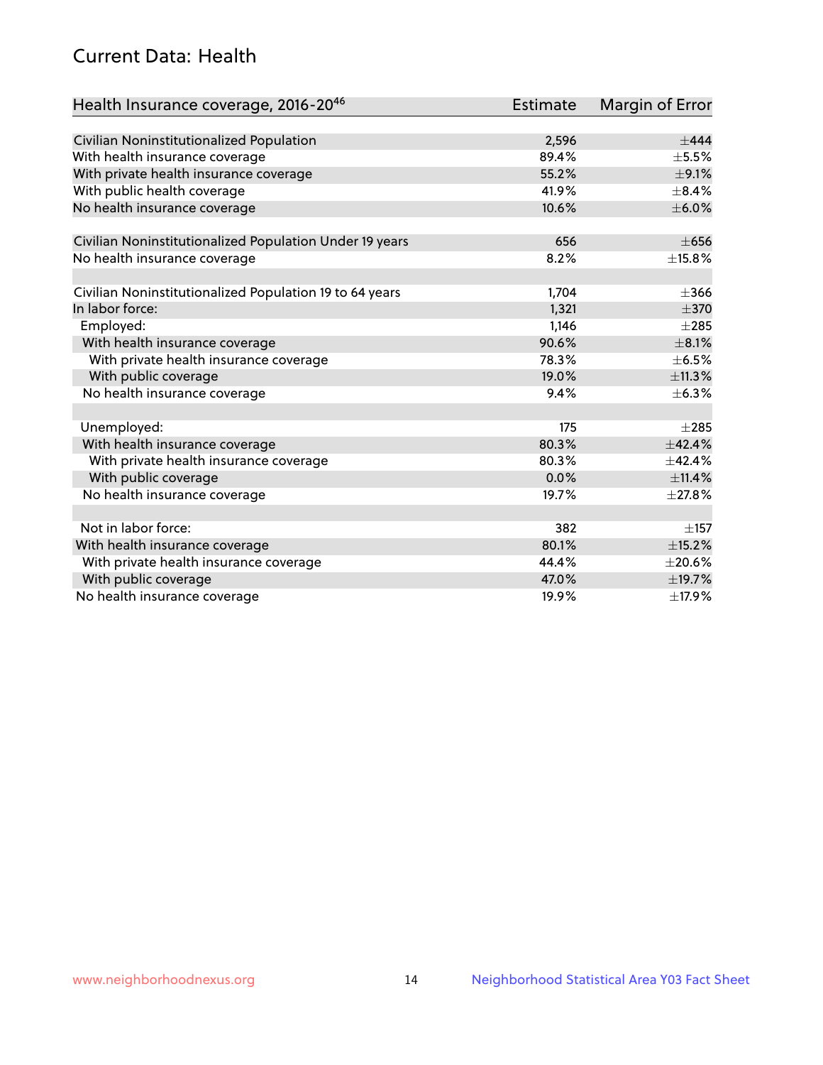## Current Data: Health

| Health Insurance coverage, 2016-20[46] | Estimate | Margin of Error |
|---|---|---|
| Civilian Noninstitutionalized Population | 2,596 | ±444 |
| With health insurance coverage | 89.4% | ±5.5% |
| With private health insurance coverage | 55.2% | ±9.1% |
| With public health coverage | 41.9% | ±8.4% |
| No health insurance coverage | 10.6% | ±6.0% |
| | | |
| Civilian Noninstitutionalized Population Under 19 years | 656 | ±656 |
| No health insurance coverage | 8.2% | ±15.8% |
| | | |
| Civilian Noninstitutionalized Population 19 to 64 years | 1,704 | ±366 |
| In labor force: | 1,321 | ±370 |
| Employed: | 1,146 | ±285 |
| With health insurance coverage | 90.6% | ±8.1% |
| With private health insurance coverage | 78.3% | ±6.5% |
| With public coverage | 19.0% | ±11.3% |
| No health insurance coverage | 9.4% | ±6.3% |
| | | |
| Unemployed: | 175 | ±285 |
| With health insurance coverage | 80.3% | ±42.4% |
| With private health insurance coverage | 80.3% | ±42.4% |
| With public coverage | 0.0% | ±11.4% |
| No health insurance coverage | 19.7% | ±27.8% |
| | | |
| Not in labor force: | 382 | ±157 |
| With health insurance coverage | 80.1% | ±15.2% |
| With private health insurance coverage | 44.4% | ±20.6% |
| With public coverage | 47.0% | ±19.7% |
| No health insurance coverage | 19.9% | ±17.9% |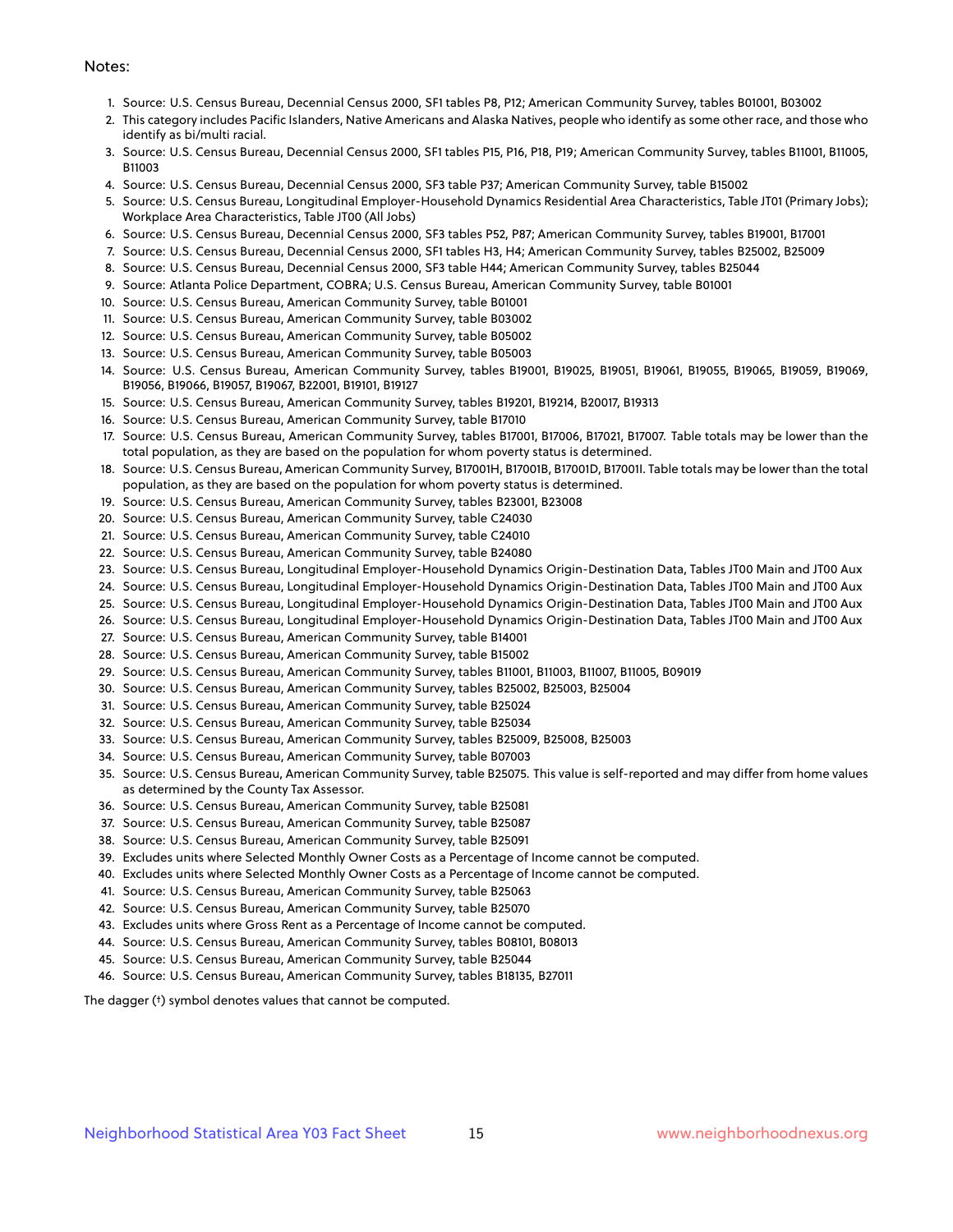Notes:

1. Source: U.S. Census Bureau, Decennial Census 2000, SF1 tables P8, P12; American Community Survey, tables B01001, B03002
2. This category includes Pacific Islanders, Native Americans and Alaska Natives, people who identify as some other race, and those who identify as bi/multi racial.
3. Source: U.S. Census Bureau, Decennial Census 2000, SF1 tables P15, P16, P18, P19; American Community Survey, tables B11001, B11005, B11003
4. Source: U.S. Census Bureau, Decennial Census 2000, SF3 table P37; American Community Survey, table B15002
5. Source: U.S. Census Bureau, Longitudinal Employer-Household Dynamics Residential Area Characteristics, Table JT01 (Primary Jobs); Workplace Area Characteristics, Table JT00 (All Jobs)
6. Source: U.S. Census Bureau, Decennial Census 2000, SF3 tables P52, P87; American Community Survey, tables B19001, B17001
7. Source: U.S. Census Bureau, Decennial Census 2000, SF1 tables H3, H4; American Community Survey, tables B25002, B25009
8. Source: U.S. Census Bureau, Decennial Census 2000, SF3 table H44; American Community Survey, tables B25044
9. Source: Atlanta Police Department, COBRA; U.S. Census Bureau, American Community Survey, table B01001
10. Source: U.S. Census Bureau, American Community Survey, table B01001
11. Source: U.S. Census Bureau, American Community Survey, table B03002
12. Source: U.S. Census Bureau, American Community Survey, table B05002
13. Source: U.S. Census Bureau, American Community Survey, table B05003
14. Source: U.S. Census Bureau, American Community Survey, tables B19001, B19025, B19051, B19061, B19055, B19065, B19059, B19069, B19056, B19066, B19057, B19067, B22001, B19101, B19127
15. Source: U.S. Census Bureau, American Community Survey, tables B19201, B19214, B20017, B19313
16. Source: U.S. Census Bureau, American Community Survey, table B17010
17. Source: U.S. Census Bureau, American Community Survey, tables B17001, B17006, B17021, B17007. Table totals may be lower than the total population, as they are based on the population for whom poverty status is determined.
18. Source: U.S. Census Bureau, American Community Survey, B17001H, B17001B, B17001D, B17001I. Table totals may be lower than the total population, as they are based on the population for whom poverty status is determined.
19. Source: U.S. Census Bureau, American Community Survey, tables B23001, B23008
20. Source: U.S. Census Bureau, American Community Survey, table C24030
21. Source: U.S. Census Bureau, American Community Survey, table C24010
22. Source: U.S. Census Bureau, American Community Survey, table B24080
23. Source: U.S. Census Bureau, Longitudinal Employer-Household Dynamics Origin-Destination Data, Tables JT00 Main and JT00 Aux
24. Source: U.S. Census Bureau, Longitudinal Employer-Household Dynamics Origin-Destination Data, Tables JT00 Main and JT00 Aux
25. Source: U.S. Census Bureau, Longitudinal Employer-Household Dynamics Origin-Destination Data, Tables JT00 Main and JT00 Aux
26. Source: U.S. Census Bureau, Longitudinal Employer-Household Dynamics Origin-Destination Data, Tables JT00 Main and JT00 Aux
27. Source: U.S. Census Bureau, American Community Survey, table B14001
28. Source: U.S. Census Bureau, American Community Survey, table B15002
29. Source: U.S. Census Bureau, American Community Survey, tables B11001, B11003, B11007, B11005, B09019
30. Source: U.S. Census Bureau, American Community Survey, tables B25002, B25003, B25004
31. Source: U.S. Census Bureau, American Community Survey, table B25024
32. Source: U.S. Census Bureau, American Community Survey, table B25034
33. Source: U.S. Census Bureau, American Community Survey, tables B25009, B25008, B25003
34. Source: U.S. Census Bureau, American Community Survey, table B07003
35. Source: U.S. Census Bureau, American Community Survey, table B25075. This value is self-reported and may differ from home values as determined by the County Tax Assessor.
36. Source: U.S. Census Bureau, American Community Survey, table B25081
37. Source: U.S. Census Bureau, American Community Survey, table B25087
38. Source: U.S. Census Bureau, American Community Survey, table B25091
39. Excludes units where Selected Monthly Owner Costs as a Percentage of Income cannot be computed.
40. Excludes units where Selected Monthly Owner Costs as a Percentage of Income cannot be computed.
41. Source: U.S. Census Bureau, American Community Survey, table B25063
42. Source: U.S. Census Bureau, American Community Survey, table B25070
43. Excludes units where Gross Rent as a Percentage of Income cannot be computed.
44. Source: U.S. Census Bureau, American Community Survey, tables B08101, B08013
45. Source: U.S. Census Bureau, American Community Survey, table B25044
46. Source: U.S. Census Bureau, American Community Survey, tables B18135, B27011

The dagger (†) symbol denotes values that cannot be computed.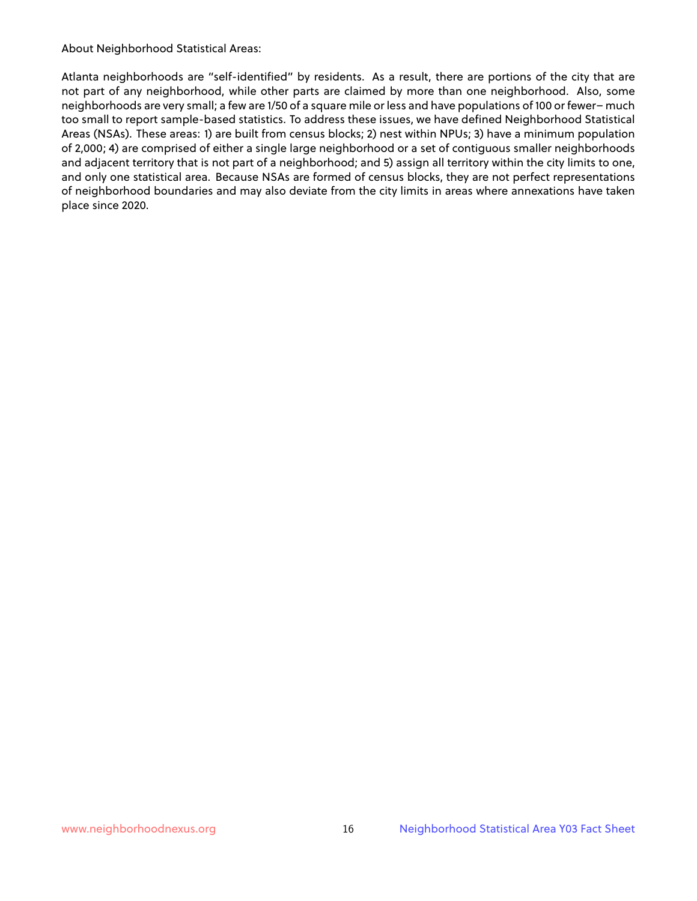About Neighborhood Statistical Areas:

Atlanta neighborhoods are "self-identified" by residents. As a result, there are portions of the city that are not part of any neighborhood, while other parts are claimed by more than one neighborhood. Also, some neighborhoods are very small; a few are 1/50 of a square mile or less and have populations of 100 or fewer– much too small to report sample-based statistics. To address these issues, we have defined Neighborhood Statistical Areas (NSAs). These areas: 1) are built from census blocks; 2) nest within NPUs; 3) have a minimum population of 2,000; 4) are comprised of either a single large neighborhood or a set of contiguous smaller neighborhoods and adjacent territory that is not part of a neighborhood; and 5) assign all territory within the city limits to one, and only one statistical area. Because NSAs are formed of census blocks, they are not perfect representations of neighborhood boundaries and may also deviate from the city limits in areas where annexations have taken place since 2020.